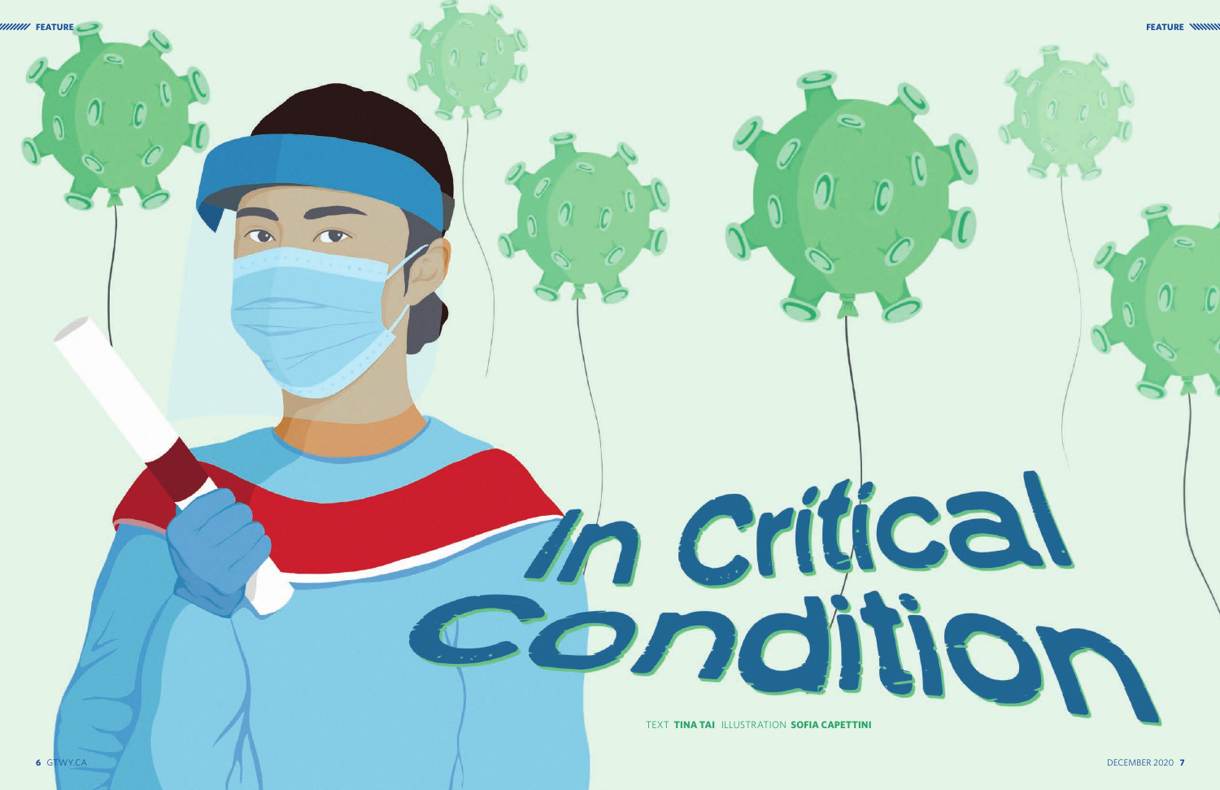# In Critical Condition

TEXT **TINA TAI** ILLUSTRATION **SOFIA CAPETTINI**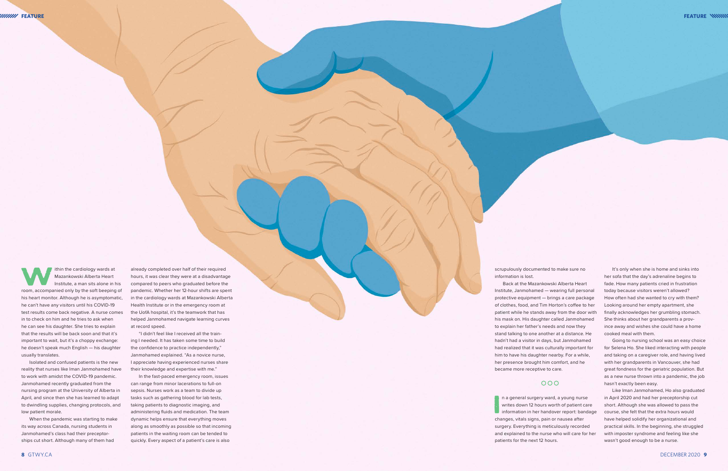Within the cardiology wards at Mazankowski Alberta Heart Institute, a man sits alone in his room, accompanied only by the soft beeping of his heart monitor. Although he is asymptomatic, he can't have any visitors until his COVID-19 test results come back negative. A nurse comes in to check on him and he tries to ask when he can see his daughter. She tries to explain that the results will be back soon and that it's important to wait, but it's a choppy exchange: he doesn't speak much English — his daughter usually translates.

Isolated and confused patients is the new reality that nurses like Iman Janmohamed have to work with amidst the COVID-19 pandemic. Janmohamed recently graduated from the nursing program at the University of Alberta in April, and since then she has learned to adapt to dwindling supplies, changing protocols, and low patient morale.

When the pandemic was starting to make its way across Canada, nursing students in Janmohamed's class had their preceptorships cut short. Although many of them had already completed over half of their required hours, it was clear they were at a disadvantage compared to peers who graduated before the pandemic. Whether her 12-hour shifts are spent in the cardiology wards at Mazankowski Alberta Health Institute or in the emergency room at the UofA hospital, it's the teamwork that has helped Janmohamed navigate learning curves at record speed.

"I didn't feel like I received all the training I needed. It has taken some time to build the confidence to practice independently," Janmohamed explained. "As a novice nurse, I appreciate having experienced nurses share their knowledge and expertise with me."

In the fast-paced emergency room, issues can range from minor lacerations to full-on sepsis. Nurses work as a team to divide up tasks such as gathering blood for lab tests, taking patients to diagnostic imaging, and administering fluids and medication. The team dynamic helps ensure that everything moves along as smoothly as possible so that incoming patients in the waiting room can be tended to quickly. Every aspect of a patient's care is also scrupulously documented to make sure no information is lost.

Back at the Mazankowski Alberta Heart Institute, Janmohamed — wearing full personal protective equipment — brings a care package of clothes, food, and Tim Horton's coffee to her patient while he stands away from the door with his mask on. His daughter called Janmohamed to explain her father's needs and now they stand talking to one another at a distance. He hadn't had a visitor in days, but Janmohamed had realized that it was culturally important for him to have his daughter nearby. For a while, her presence brought him comfort, and he became more receptive to care.

○○○

In a general surgery ward, a young nurse writes down 12 hours worth of patient care information in her handover report: bandage changes, vitals signs, pain or nausea after surgery. Everything is meticulously recorded and explained to the nurse who will care for her patients for the next 12 hours.

It's only when she is home and sinks into her sofa that the day's adrenaline begins to fade. How many patients cried in frustration today because visitors weren't allowed? How often had she wanted to cry with them? Looking around her empty apartment, she finally acknowledges her grumbling stomach. She thinks about her grandparents a province away and wishes she could have a home cooked meal with them.

Going to nursing school was an easy choice for Selena Ho. She liked interacting with people and taking on a caregiver role, and having lived with her grandparents in Vancouver, she had great fondness for the geriatric population. But as a new nurse thrown into a pandemic, the job hasn't exactly been easy.

Like Iman Janmohamed, Ho also graduated in April 2020 and had her preceptorship cut short. Although she was allowed to pass the course, she felt that the extra hours would have helped solidify her organizational and practical skills. In the beginning, she struggled with imposter syndrome and feeling like she wasn't good enough to be a nurse.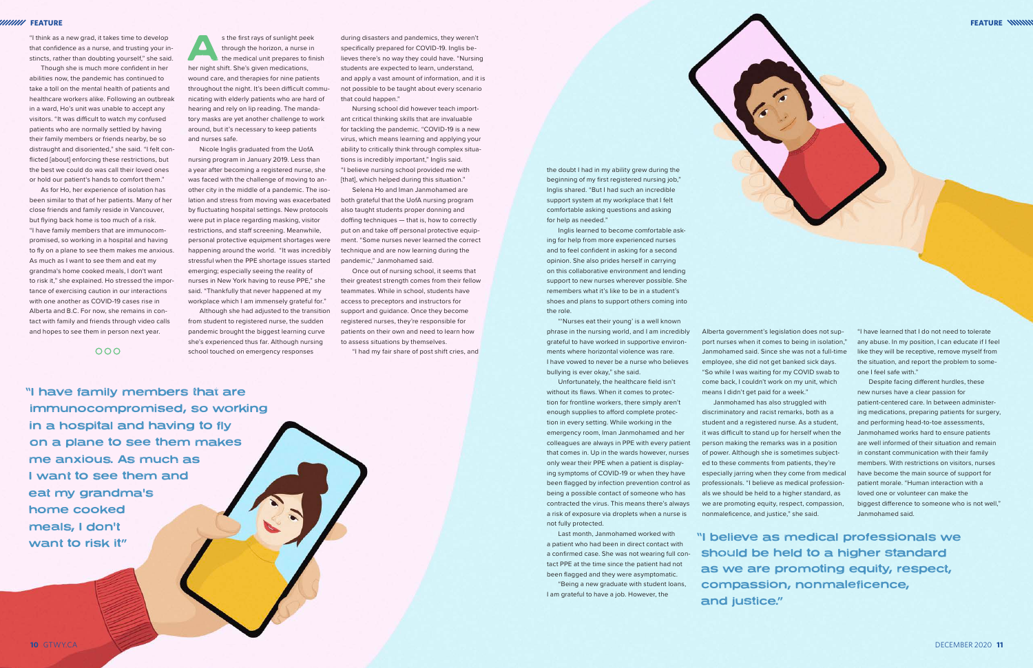"I think as a new grad, it takes time to develop that confidence as a nurse, and trusting your instincts, rather than doubting yourself," she said.

Though she is much more confident in her abilities now, the pandemic has continued to take a toll on the mental health of patients and healthcare workers alike. Following an outbreak in a ward, Ho's unit was unable to accept any visitors. "It was difficult to watch my confused patients who are normally settled by having their family members or friends nearby, be so distraught and disoriented," she said. "I felt conflicted [about] enforcing these restrictions, but the best we could do was call their loved ones or hold our patient's hands to comfort them."

As for Ho, her experience of isolation has been similar to that of her patients. Many of her close friends and family reside in Vancouver, but flying back home is too much of a risk. "I have family members that are immunocompromised, so working in a hospital and having to fly on a plane to see them makes me anxious. As much as I want to see them and eat my grandma's home cooked meals, I don't want to risk it," she explained. Ho stressed the importance of exercising caution in our interactions with one another as COVID-19 cases rise in Alberta and B.C. For now, she remains in contact with family and friends through video calls and hopes to see them in person next year.

ooo

> "I have family members that are immunocompromised, so working in a hospital and having to fly on a plane to see them makes me anxious. As much as I want to see them and eat my grandma's home cooked meals, I don't want to risk it"

As the first rays of sunlight peek through the horizon, a nurse in the medical unit prepares to finish her night shift. She's given medications, wound care, and therapies for nine patients throughout the night. It's been difficult communicating with elderly patients who are hard of hearing and rely on lip reading. The mandatory masks are yet another challenge to work around, but it's necessary to keep patients and nurses safe.

Nicole Inglis graduated from the UofA nursing program in January 2019. Less than a year after becoming a registered nurse, she was faced with the challenge of moving to another city in the middle of a pandemic. The isolation and stress from moving was exacerbated by fluctuating hospital settings. New protocols were put in place regarding masking, visitor restrictions, and staff screening. Meanwhile, personal protective equipment shortages were happening around the world. "It was incredibly stressful when the PPE shortage issues started emerging; especially seeing the reality of nurses in New York having to reuse PPE," she said. "Thankfully that never happened at my workplace which I am immensely grateful for."

Although she had adjusted to the transition from student to registered nurse, the sudden pandemic brought the biggest learning curve she's experienced thus far. Although nursing school touched on emergency responses during disasters and pandemics, they weren't specifically prepared for COVID-19. Inglis believes there's no way they could have. "Nursing students are expected to learn, understand, and apply a vast amount of information, and it is not possible to be taught about every scenario that could happen."

Nursing school did however teach important critical thinking skills that are invaluable for tackling the pandemic. "COVID-19 is a new virus, which means learning and applying your ability to critically think through complex situations is incredibly important," Inglis said. "I believe nursing school provided me with [that], which helped during this situation."

Selena Ho and Iman Janmohamed are both grateful that the UofA nursing program also taught students proper donning and doffing techniques — that is, how to correctly put on and take off personal protective equipment. "Some nurses never learned the correct technique and are now learning during the pandemic," Janmohamed said.

Once out of nursing school, it seems that their greatest strength comes from their fellow teammates. While in school, students have access to preceptors and instructors for support and guidance. Once they become registered nurses, they're responsible for patients on their own and need to learn how to assess situations by themselves.

"I had my fair share of post shift cries, and the doubt I had in my ability grew during the beginning of my first registered nursing job," Inglis shared. "But I had such an incredible support system at my workplace that I felt comfortable asking questions and asking for help as needed."

Inglis learned to become comfortable asking for help from more experienced nurses and to feel confident in asking for a second opinion. She also prides herself in carrying on this collaborative environment and lending support to new nurses wherever possible. She remembers what it's like to be in a student's shoes and plans to support others coming into the role.

"'Nurses eat their young' is a well known phrase in the nursing world, and I am incredibly grateful to have worked in supportive environments where horizontal violence was rare. I have vowed to never be a nurse who believes bullying is ever okay," she said.

Unfortunately, the healthcare field isn't without its flaws. When it comes to protection for frontline workers, there simply aren't enough supplies to afford complete protection in every setting. While working in the emergency room, Iman Janmohamed and her colleagues are always in PPE with every patient that comes in. Up in the wards however, nurses only wear their PPE when a patient is displaying symptoms of COVID-19 or when they have been flagged by infection prevention control as being a possible contact of someone who has contracted the virus. This means there's always a risk of exposure via droplets when a nurse is not fully protected.

Last month, Janmohamed worked with a patient who had been in direct contact with a confirmed case. She was not wearing full contact PPE at the time since the patient had not been flagged and they were asymptomatic.

"Being a new graduate with student loans, I am grateful to have a job. However, the Alberta government's legislation does not support nurses when it comes to being in isolation," Janmohamed said. Since she was not a full-time employee, she did not get banked sick days. "So while I was waiting for my COVID swab to come back, I couldn't work on my unit, which means I didn't get paid for a week."

Janmohamed has also struggled with discriminatory and racist remarks, both as a student and a registered nurse. As a student, it was difficult to stand up for herself when the person making the remarks was in a position of power. Although she is sometimes subjected to these comments from patients, they're especially jarring when they come from medical professionals. "I believe as medical professionals we should be held to a higher standard, as we are promoting equity, respect, compassion, nonmaleficence, and justice," she said.

"I have learned that I do not need to tolerate any abuse. In my position, I can educate if I feel like they will be receptive, remove myself from the situation, and report the problem to someone I feel safe with."

Despite facing different hurdles, these new nurses have a clear passion for patient-centered care. In between administering medications, preparing patients for surgery, and performing head-to-toe assessments, Janmohamed works hard to ensure patients are well informed of their situation and remain in constant communication with their family members. With restrictions on visitors, nurses have become the main source of support for patient morale. "Human interaction with a loved one or volunteer can make the biggest difference to someone who is not well," Janmohamed said.

> "I believe as medical professionals we should be held to a higher standard as we are promoting equity, respect, compassion, nonmaleficence, and justice."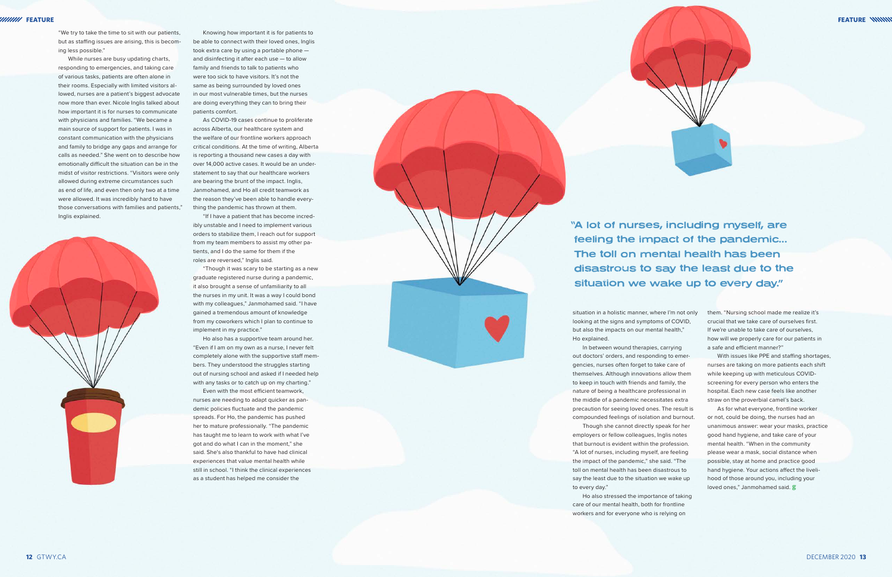"We try to take the time to sit with our patients, but as staffing issues are arising, this is becoming less possible."

While nurses are busy updating charts, responding to emergencies, and taking care of various tasks, patients are often alone in their rooms. Especially with limited visitors allowed, nurses are a patient's biggest advocate now more than ever. Nicole Inglis talked about how important it is for nurses to communicate with physicians and families. "We became a main source of support for patients. I was in constant communication with the physicians and family to bridge any gaps and arrange for calls as needed." She went on to describe how emotionally difficult the situation can be in the midst of visitor restrictions. "Visitors were only allowed during extreme circumstances such as end of life, and even then only two at a time were allowed. It was incredibly hard to have those conversations with families and patients," Inglis explained.

Knowing how important it is for patients to be able to connect with their loved ones, Inglis took extra care by using a portable phone — and disinfecting it after each use — to allow family and friends to talk to patients who were too sick to have visitors. It's not the same as being surrounded by loved ones in our most vulnerable times, but the nurses are doing everything they can to bring their patients comfort.

As COVID-19 cases continue to proliferate across Alberta, our healthcare system and the welfare of our frontline workers approach critical conditions. At the time of writing, Alberta is reporting a thousand new cases a day with over 14,000 active cases. It would be an understatement to say that our healthcare workers are bearing the brunt of the impact. Inglis, Janmohamed, and Ho all credit teamwork as the reason they've been able to handle everything the pandemic has thrown at them.

"If I have a patient that has become incredibly unstable and I need to implement various orders to stabilize them, I reach out for support from my team members to assist my other patients, and I do the same for them if the roles are reversed," Inglis said.

"Though it was scary to be starting as a new graduate registered nurse during a pandemic, it also brought a sense of unfamiliarity to all the nurses in my unit. It was a way I could bond with my colleagues," Janmohamed said. "I have gained a tremendous amount of knowledge from my coworkers which I plan to continue to implement in my practice."

Ho also has a supportive team around her. "Even if I am on my own as a nurse, I never felt completely alone with the supportive staff members. They understood the struggles starting out of nursing school and asked if I needed help with any tasks or to catch up on my charting."

Even with the most efficient teamwork, nurses are needing to adapt quicker as pandemic policies fluctuate and the pandemic spreads. For Ho, the pandemic has pushed her to mature professionally. "The pandemic has taught me to learn to work with what I've got and do what I can in the moment," she said. She's also thankful to have had clinical experiences that value mental health while still in school. "I think the clinical experiences as a student has helped me consider the situation in a holistic manner, where I'm not only looking at the signs and symptoms of COVID, but also the impacts on our mental health," Ho explained.

> "A lot of nurses, including myself, are feeling the impact of the pandemic... The toll on mental health has been disastrous to say the least due to the situation we wake up to every day."

In between wound therapies, carrying out doctors' orders, and responding to emergencies, nurses often forget to take care of themselves. Although innovations allow them to keep in touch with friends and family, the nature of being a healthcare professional in the middle of a pandemic necessitates extra precaution for seeing loved ones. The result is compounded feelings of isolation and burnout.

Though she cannot directly speak for her employers or fellow colleagues, Inglis notes that burnout is evident within the profession. "A lot of nurses, including myself, are feeling the impact of the pandemic," she said. "The toll on mental health has been disastrous to say the least due to the situation we wake up to every day."

Ho also stressed the importance of taking care of our mental health, both for frontline workers and for everyone who is relying on them. "Nursing school made me realize it's crucial that we take care of ourselves first. If we're unable to take care of ourselves, how will we properly care for our patients in a safe and efficient manner?"

With issues like PPE and staffing shortages, nurses are taking on more patients each shift while keeping up with meticulous COVID-screening for every person who enters the hospital. Each new case feels like another straw on the proverbial camel's back.

As for what everyone, frontline worker or not, could be doing, the nurses had an unanimous answer: wear your masks, practice good hand hygiene, and take care of your mental health. "When in the community please wear a mask, social distance when possible, stay at home and practice good hand hygiene. Your actions affect the livelihood of those around you, including your loved ones," Janmohamed said.